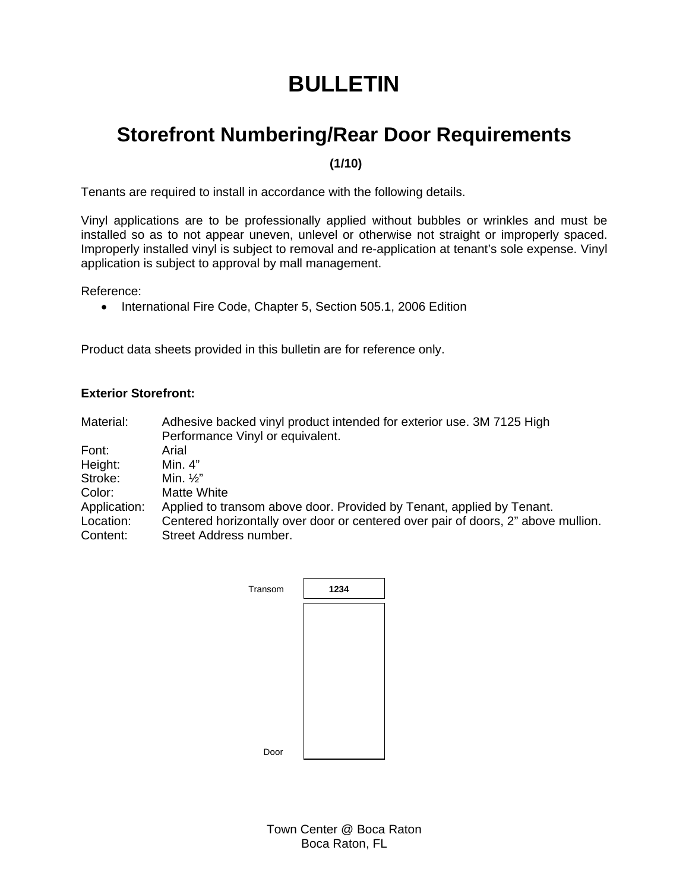# BULLETIN

## Storefront Numbering/Rear Door Requirements

**(1/10)**

Tenants are required to install in accordance with the following details.

Vinyl applications are to be professionally applied without bubbles or wrinkles and must be installed so as to not appear uneven, unlevel or otherwise not straight or improperly spaced. Improperly installed vinyl is subject to removal and re-application at tenant's sole expense. Vinyl application is subject to approval by mall management.

Reference:

- International Fire Code, Chapter 5, Section 505.1, 2006 Edition

Product data sheets provided in this bulletin are for reference only.

**Exterior Storefront:**

| | |
|---|---|
| Material: | Adhesive backed vinyl product intended for exterior use. 3M 7125 High Performance Vinyl or equivalent. |
| Font: | Arial |
| Height: | Min. 4” |
| Stroke: | Min. ½” |
| Color: | Matte White |
| Application: | Applied to transom above door. Provided by Tenant, applied by Tenant. |
| Location: | Centered horizontally over door or centered over pair of doors, 2” above mullion. |
| Content: | Street Address number. |

Transom **1234**

Door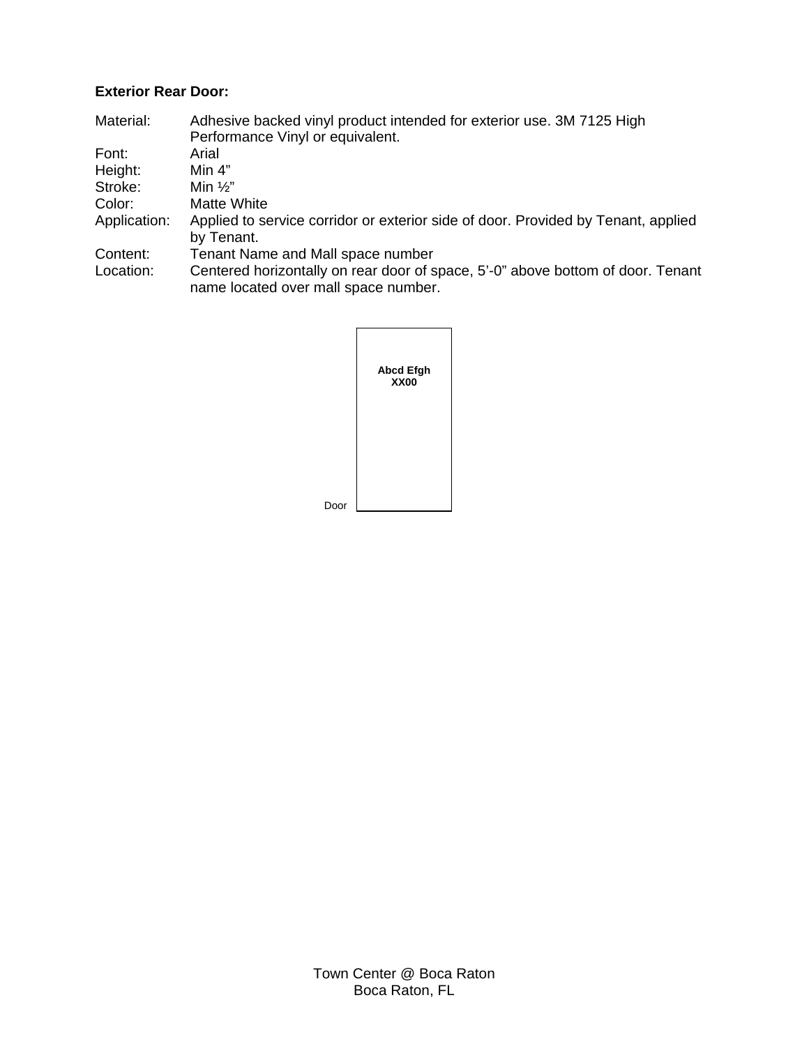**Exterior Rear Door:**

| | |
|---|---|
| Material: | Adhesive backed vinyl product intended for exterior use. 3M 7125 High Performance Vinyl or equivalent. |
| Font: | Arial |
| Height: | Min 4” |
| Stroke: | Min ½” |
| Color: | Matte White |
| Application: | Applied to service corridor or exterior side of door. Provided by Tenant, applied by Tenant. |
| Content: | Tenant Name and Mall space number |
| Location: | Centered horizontally on rear door of space, 5’-0” above bottom of door. Tenant name located over mall space number. |

**Abcd Efgh**
**XX00**

Door

Town Center @ Boca Raton
Boca Raton, FL